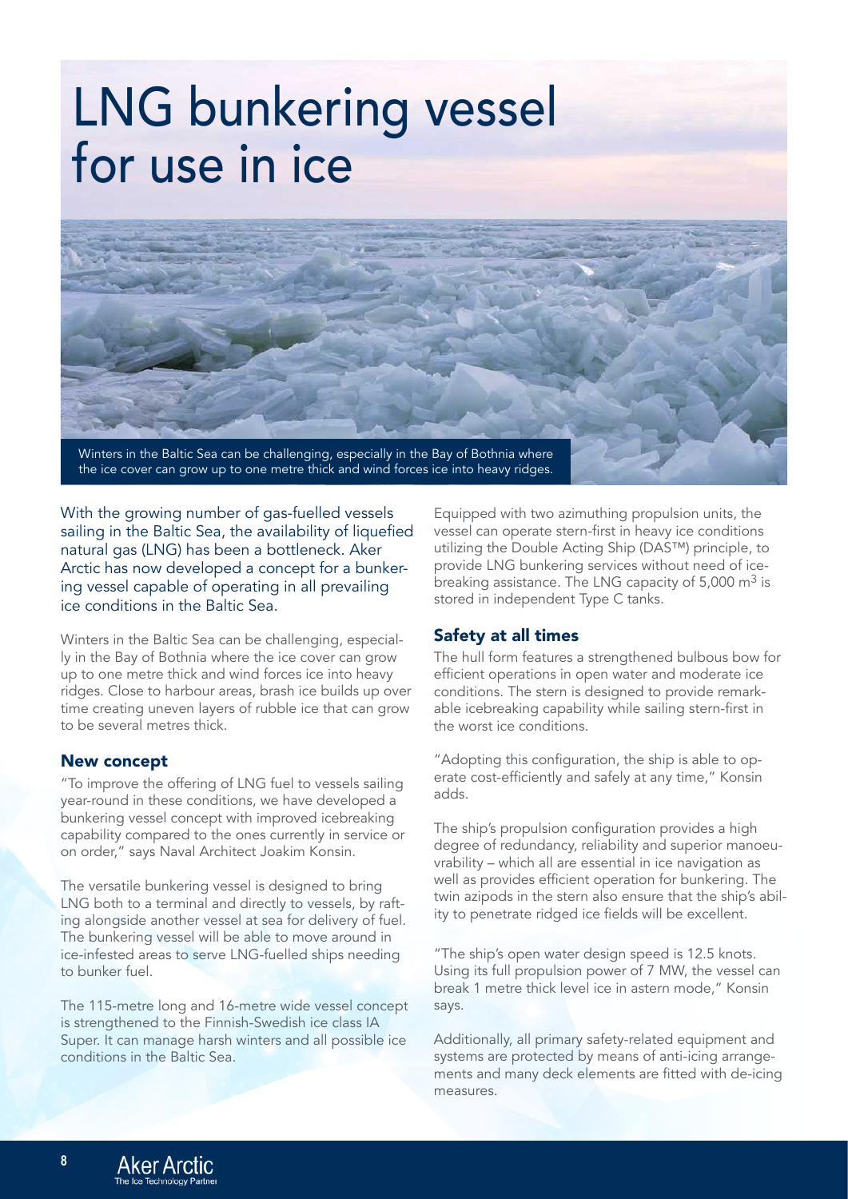# LNG bunkering vessel for use in ice

Winters in the Baltic Sea can be challenging, especially in the Bay of Bothnia where the ice cover can grow up to one metre thick and wind forces ice into heavy ridges.

With the growing number of gas-fuelled vessels sailing in the Baltic Sea, the availability of liquefied natural gas (LNG) has been a bottleneck. Aker Arctic has now developed a concept for a bunkering vessel capable of operating in all prevailing ice conditions in the Baltic Sea.

Winters in the Baltic Sea can be challenging, especially in the Bay of Bothnia where the ice cover can grow up to one metre thick and wind forces ice into heavy ridges. Close to harbour areas, brash ice builds up over time creating uneven layers of rubble ice that can grow to be several metres thick.

## New concept

"To improve the offering of LNG fuel to vessels sailing year-round in these conditions, we have developed a bunkering vessel concept with improved icebreaking capability compared to the ones currently in service or on order," says Naval Architect Joakim Konsin.

The versatile bunkering vessel is designed to bring LNG both to a terminal and directly to vessels, by rafting alongside another vessel at sea for delivery of fuel. The bunkering vessel will be able to move around in ice-infested areas to serve LNG-fuelled ships needing to bunker fuel.

The 115-metre long and 16-metre wide vessel concept is strengthened to the Finnish-Swedish ice class IA Super. It can manage harsh winters and all possible ice conditions in the Baltic Sea.

Equipped with two azimuthing propulsion units, the vessel can operate stern-first in heavy ice conditions utilizing the Double Acting Ship (DAS™) principle, to provide LNG bunkering services without need of icebreaking assistance. The LNG capacity of 5,000 $m^3$ is stored in independent Type C tanks.

## Safety at all times

The hull form features a strengthened bulbous bow for efficient operations in open water and moderate ice conditions. The stern is designed to provide remarkable icebreaking capability while sailing stern-first in the worst ice conditions.

"Adopting this configuration, the ship is able to operate cost-efficiently and safely at any time," Konsin adds.

The ship's propulsion configuration provides a high degree of redundancy, reliability and superior manoeuvrability – which all are essential in ice navigation as well as provides efficient operation for bunkering. The twin azipods in the stern also ensure that the ship's ability to penetrate ridged ice fields will be excellent.

"The ship's open water design speed is 12.5 knots. Using its full propulsion power of 7 MW, the vessel can break 1 metre thick level ice in astern mode," Konsin says.

Additionally, all primary safety-related equipment and systems are protected by means of anti-icing arrangements and many deck elements are fitted with de-icing measures.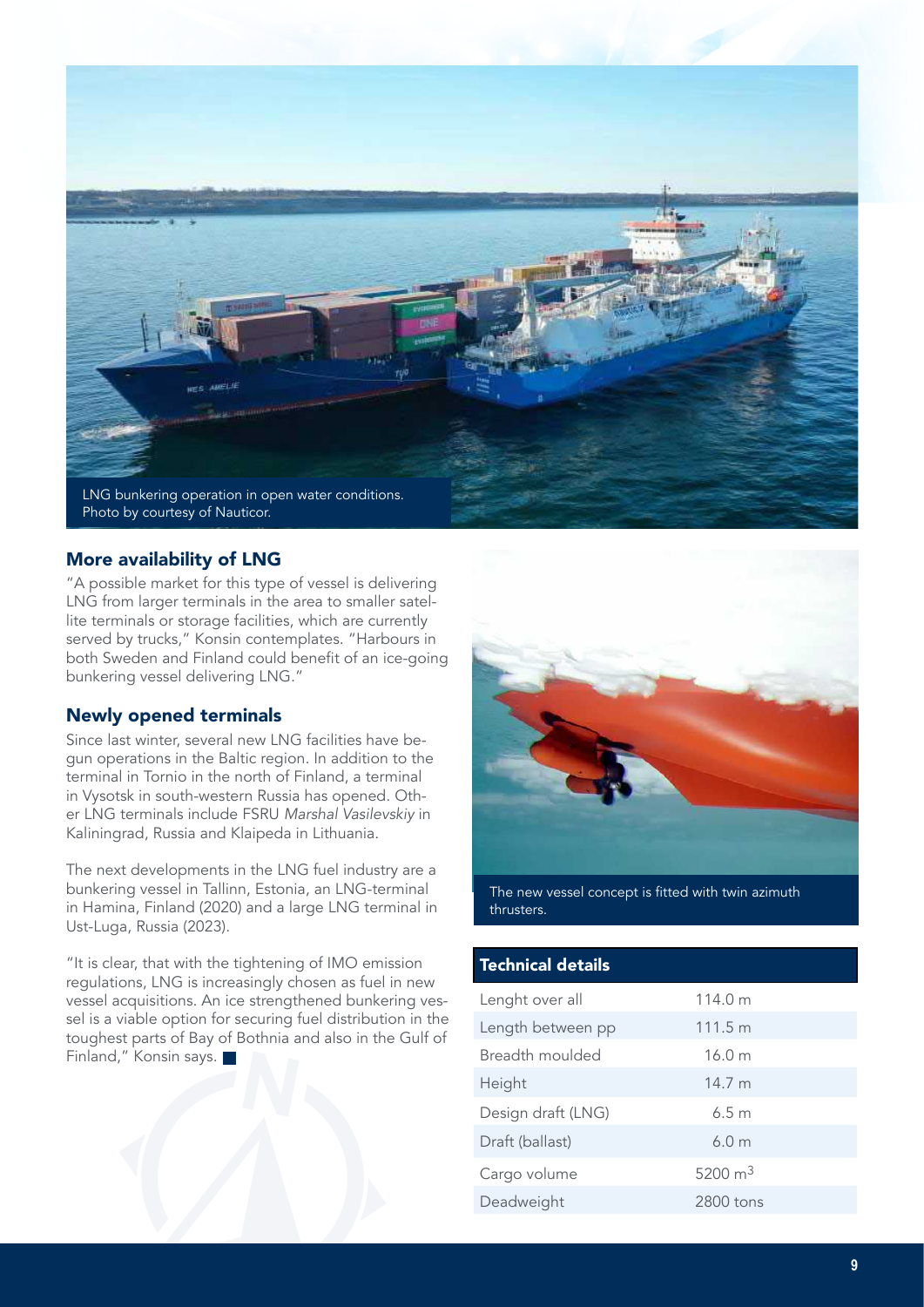LNG bunkering operation in open water conditions. Photo by courtesy of Nauticor.

## More availability of LNG

"A possible market for this type of vessel is delivering LNG from larger terminals in the area to smaller satellite terminals or storage facilities, which are currently served by trucks," Konsin contemplates. "Harbours in both Sweden and Finland could benefit of an ice-going bunkering vessel delivering LNG."

## Newly opened terminals

Since last winter, several new LNG facilities have begun operations in the Baltic region. In addition to the terminal in Tornio in the north of Finland, a terminal in Vysotsk in south-western Russia has opened. Other LNG terminals include FSRU *Marshal Vasilevskiy* in Kaliningrad, Russia and Klaipeda in Lithuania.

The next developments in the LNG fuel industry are a bunkering vessel in Tallinn, Estonia, an LNG-terminal in Hamina, Finland (2020) and a large LNG terminal in Ust-Luga, Russia (2023).

"It is clear, that with the tightening of IMO emission regulations, LNG is increasingly chosen as fuel in new vessel acquisitions. An ice strengthened bunkering vessel is a viable option for securing fuel distribution in the toughest parts of Bay of Bothnia and also in the Gulf of Finland," Konsin says.

The new vessel concept is fitted with twin azimuth thrusters.

| Technical details | |
|---|---|
| Lenght over all | 114.0 m |
| Length between pp | 111.5 m |
| Breadth moulded | 16.0 m |
| Height | 14.7 m |
| Design draft (LNG) | 6.5 m |
| Draft (ballast) | 6.0 m |
| Cargo volume | 5200 $m^3$ |
| Deadweight | 2800 tons |